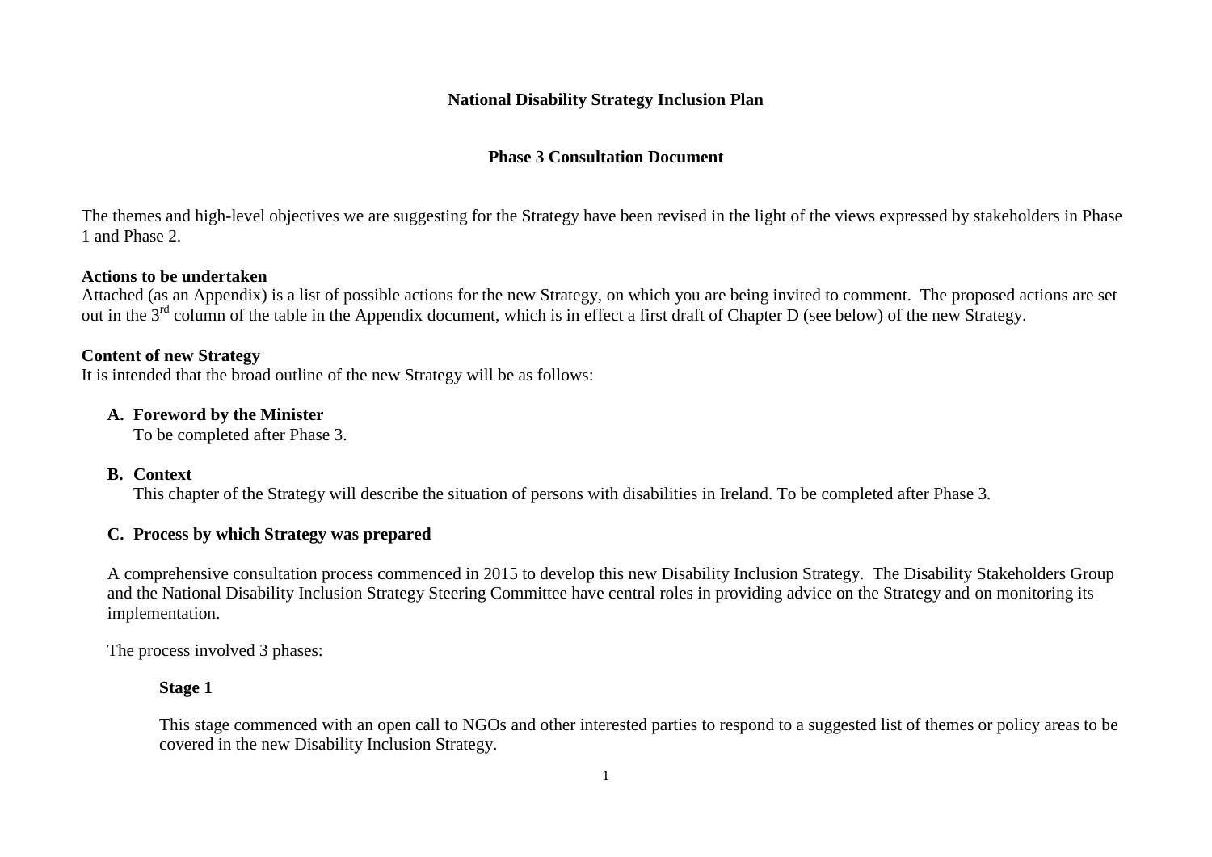# National Disability Strategy Inclusion Plan

## Phase 3 Consultation Document

The themes and high-level objectives we are suggesting for the Strategy have been revised in the light of the views expressed by stakeholders in Phase 1 and Phase 2.

**Actions to be undertaken**
Attached (as an Appendix) is a list of possible actions for the new Strategy, on which you are being invited to comment. The proposed actions are set out in the 3rd column of the table in the Appendix document, which is in effect a first draft of Chapter D (see below) of the new Strategy.

**Content of new Strategy**
It is intended that the broad outline of the new Strategy will be as follows:

**A. Foreword by the Minister**
To be completed after Phase 3.

**B. Context**
This chapter of the Strategy will describe the situation of persons with disabilities in Ireland. To be completed after Phase 3.

**C. Process by which Strategy was prepared**

A comprehensive consultation process commenced in 2015 to develop this new Disability Inclusion Strategy. The Disability Stakeholders Group and the National Disability Inclusion Strategy Steering Committee have central roles in providing advice on the Strategy and on monitoring its implementation.

The process involved 3 phases:

**Stage 1**

This stage commenced with an open call to NGOs and other interested parties to respond to a suggested list of themes or policy areas to be covered in the new Disability Inclusion Strategy.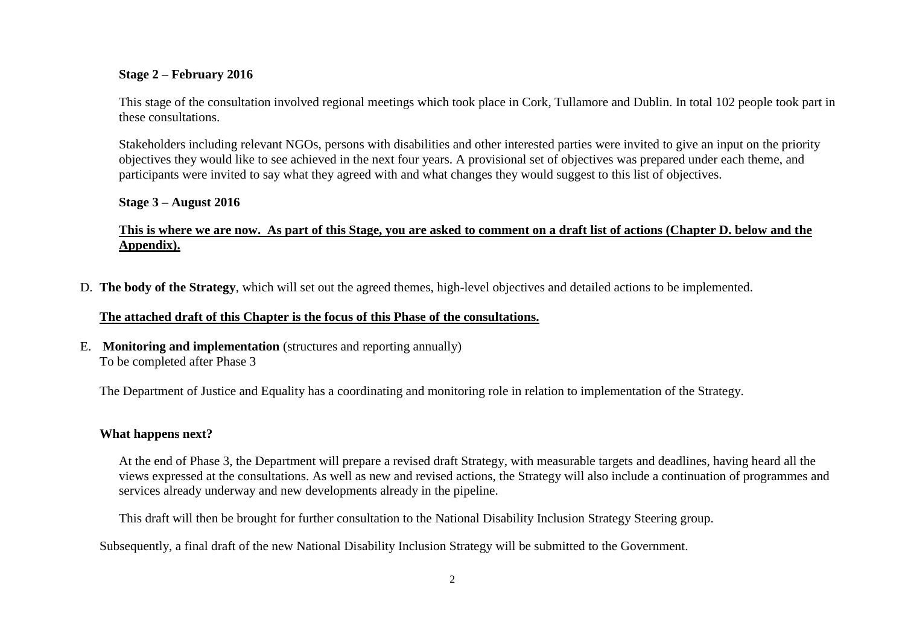**Stage 2 – February 2016**

This stage of the consultation involved regional meetings which took place in Cork, Tullamore and Dublin. In total 102 people took part in these consultations.

Stakeholders including relevant NGOs, persons with disabilities and other interested parties were invited to give an input on the priority objectives they would like to see achieved in the next four years. A provisional set of objectives was prepared under each theme, and participants were invited to say what they agreed with and what changes they would suggest to this list of objectives.

**Stage 3 – August 2016**

**This is where we are now. As part of this Stage, you are asked to comment on a draft list of actions (Chapter D. below and the Appendix).**

D. **The body of the Strategy**, which will set out the agreed themes, high-level objectives and detailed actions to be implemented.

**The attached draft of this Chapter is the focus of this Phase of the consultations.**

E. **Monitoring and implementation** (structures and reporting annually)
To be completed after Phase 3

The Department of Justice and Equality has a coordinating and monitoring role in relation to implementation of the Strategy.

**What happens next?**

At the end of Phase 3, the Department will prepare a revised draft Strategy, with measurable targets and deadlines, having heard all the views expressed at the consultations. As well as new and revised actions, the Strategy will also include a continuation of programmes and services already underway and new developments already in the pipeline.

This draft will then be brought for further consultation to the National Disability Inclusion Strategy Steering group.

Subsequently, a final draft of the new National Disability Inclusion Strategy will be submitted to the Government.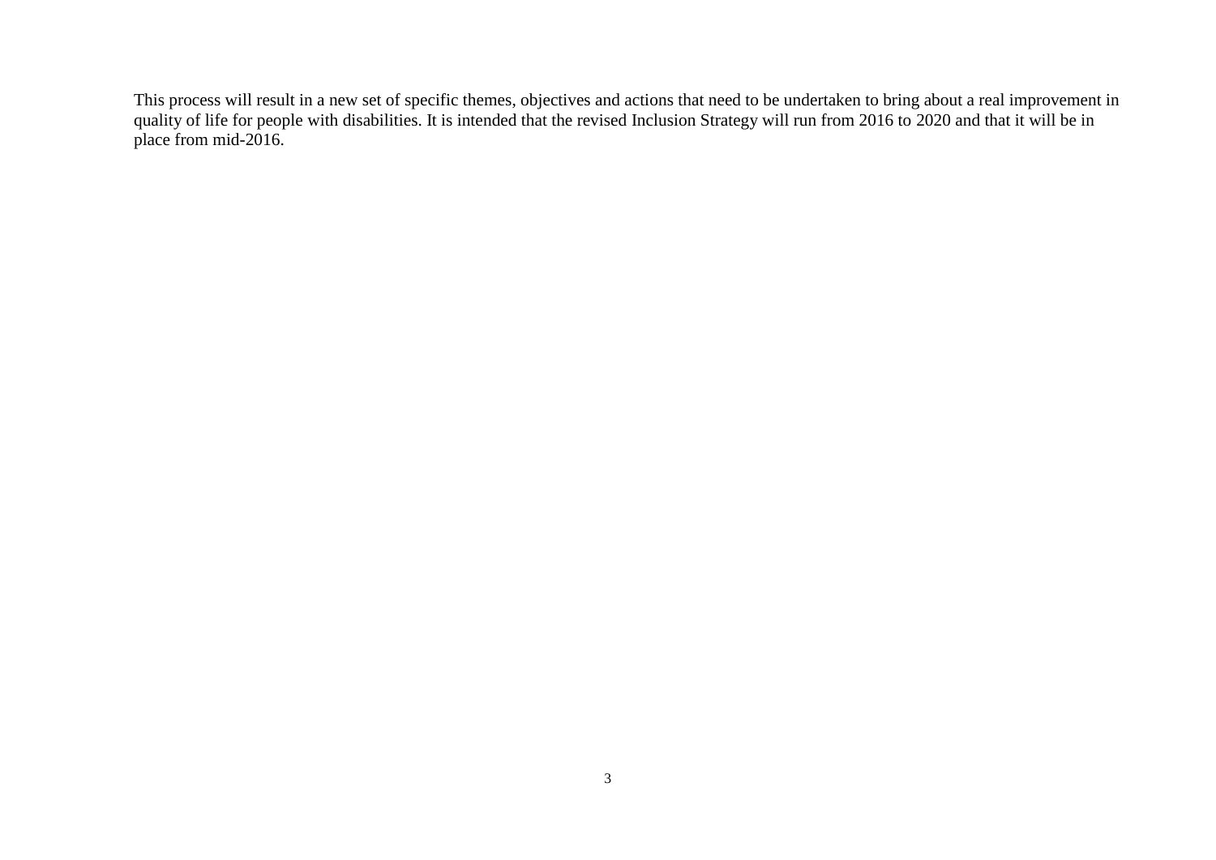This process will result in a new set of specific themes, objectives and actions that need to be undertaken to bring about a real improvement in quality of life for people with disabilities. It is intended that the revised Inclusion Strategy will run from 2016 to 2020 and that it will be in place from mid-2016.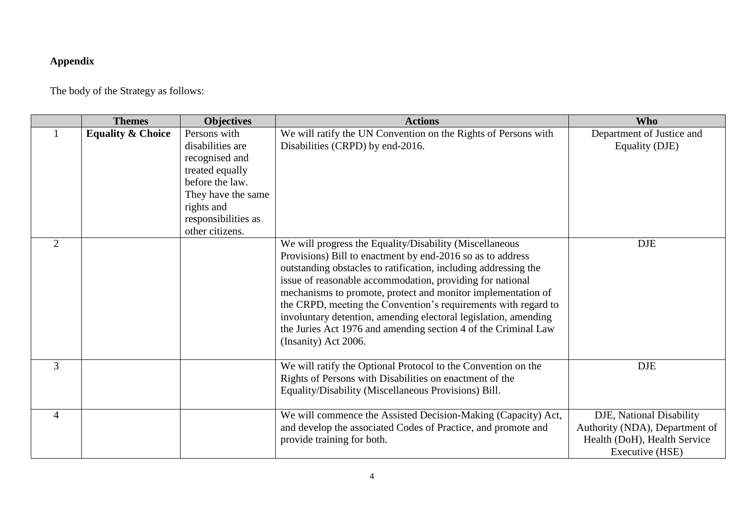**Appendix**

The body of the Strategy as follows:

| | Themes | Objectives | Actions | Who |
|---|---|---|---|---|
| 1 | **Equality & Choice** | Persons with disabilities are recognised and treated equally before the law. They have the same rights and responsibilities as other citizens. | We will ratify the UN Convention on the Rights of Persons with Disabilities (CRPD) by end-2016. | Department of Justice and Equality (DJE) |
| 2 | | | We will progress the Equality/Disability (Miscellaneous Provisions) Bill to enactment by end-2016 so as to address outstanding obstacles to ratification, including addressing the issue of reasonable accommodation, providing for national mechanisms to promote, protect and monitor implementation of the CRPD, meeting the Convention's requirements with regard to involuntary detention, amending electoral legislation, amending the Juries Act 1976 and amending section 4 of the Criminal Law (Insanity) Act 2006. | DJE |
| 3 | | | We will ratify the Optional Protocol to the Convention on the Rights of Persons with Disabilities on enactment of the Equality/Disability (Miscellaneous Provisions) Bill. | DJE |
| 4 | | | We will commence the Assisted Decision-Making (Capacity) Act, and develop the associated Codes of Practice, and promote and provide training for both. | DJE, National Disability Authority (NDA), Department of Health (DoH), Health Service Executive (HSE) |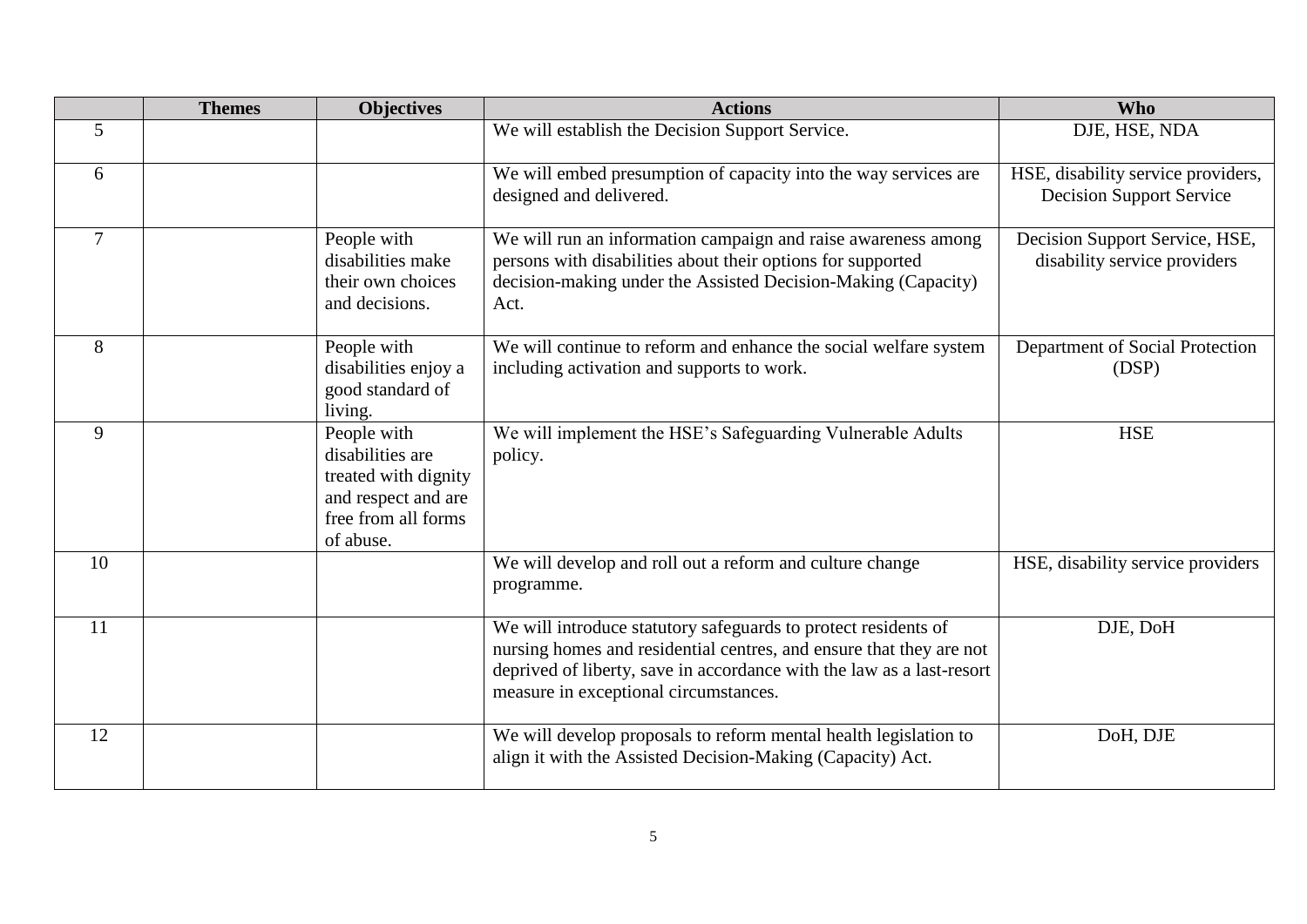| | Themes | Objectives | Actions | Who |
|---|---|---|---|---|
| 5 | | | We will establish the Decision Support Service. | DJE, HSE, NDA |
| 6 | | | We will embed presumption of capacity into the way services are designed and delivered. | HSE, disability service providers, Decision Support Service |
| 7 | | People with disabilities make their own choices and decisions. | We will run an information campaign and raise awareness among persons with disabilities about their options for supported decision-making under the Assisted Decision-Making (Capacity) Act. | Decision Support Service, HSE, disability service providers |
| 8 | | People with disabilities enjoy a good standard of living. | We will continue to reform and enhance the social welfare system including activation and supports to work. | Department of Social Protection (DSP) |
| 9 | | People with disabilities are treated with dignity and respect and are free from all forms of abuse. | We will implement the HSE's Safeguarding Vulnerable Adults policy. | HSE |
| 10 | | | We will develop and roll out a reform and culture change programme. | HSE, disability service providers |
| 11 | | | We will introduce statutory safeguards to protect residents of nursing homes and residential centres, and ensure that they are not deprived of liberty, save in accordance with the law as a last-resort measure in exceptional circumstances. | DJE, DoH |
| 12 | | | We will develop proposals to reform mental health legislation to align it with the Assisted Decision-Making (Capacity) Act. | DoH, DJE |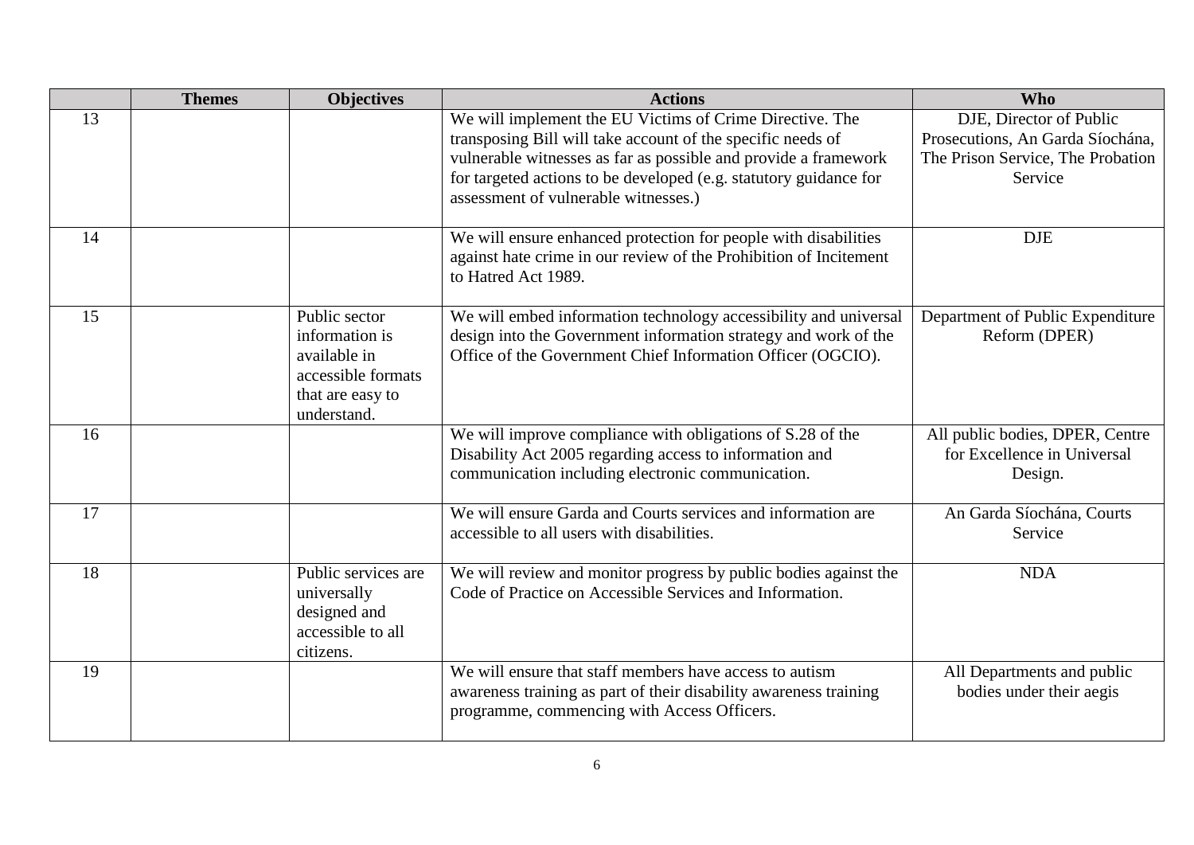| | Themes | Objectives | Actions | Who |
|---|---|---|---|---|
| 13 | | | We will implement the EU Victims of Crime Directive. The transposing Bill will take account of the specific needs of vulnerable witnesses as far as possible and provide a framework for targeted actions to be developed (e.g. statutory guidance for assessment of vulnerable witnesses.) | DJE, Director of Public Prosecutions, An Garda Síochána, The Prison Service, The Probation Service |
| 14 | | | We will ensure enhanced protection for people with disabilities against hate crime in our review of the Prohibition of Incitement to Hatred Act 1989. | DJE |
| 15 | | Public sector information is available in accessible formats that are easy to understand. | We will embed information technology accessibility and universal design into the Government information strategy and work of the Office of the Government Chief Information Officer (OGCIO). | Department of Public Expenditure Reform (DPER) |
| 16 | | | We will improve compliance with obligations of S.28 of the Disability Act 2005 regarding access to information and communication including electronic communication. | All public bodies, DPER, Centre for Excellence in Universal Design. |
| 17 | | | We will ensure Garda and Courts services and information are accessible to all users with disabilities. | An Garda Síochána, Courts Service |
| 18 | | Public services are universally designed and accessible to all citizens. | We will review and monitor progress by public bodies against the Code of Practice on Accessible Services and Information. | NDA |
| 19 | | | We will ensure that staff members have access to autism awareness training as part of their disability awareness training programme, commencing with Access Officers. | All Departments and public bodies under their aegis |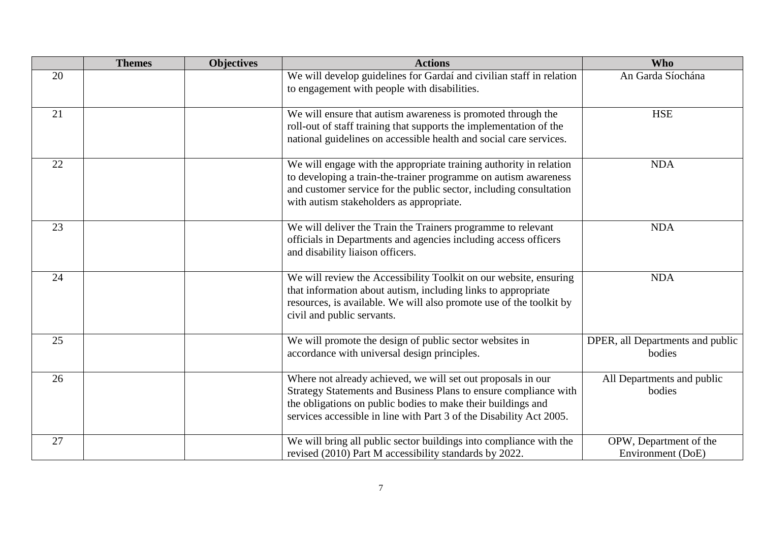| | Themes | Objectives | Actions | Who |
|---|---|---|---|---|
| 20 | | | We will develop guidelines for Gardaí and civilian staff in relation to engagement with people with disabilities. | An Garda Síochána |
| 21 | | | We will ensure that autism awareness is promoted through the roll-out of staff training that supports the implementation of the national guidelines on accessible health and social care services. | HSE |
| 22 | | | We will engage with the appropriate training authority in relation to developing a train-the-trainer programme on autism awareness and customer service for the public sector, including consultation with autism stakeholders as appropriate. | NDA |
| 23 | | | We will deliver the Train the Trainers programme to relevant officials in Departments and agencies including access officers and disability liaison officers. | NDA |
| 24 | | | We will review the Accessibility Toolkit on our website, ensuring that information about autism, including links to appropriate resources, is available. We will also promote use of the toolkit by civil and public servants. | NDA |
| 25 | | | We will promote the design of public sector websites in accordance with universal design principles. | DPER, all Departments and public bodies |
| 26 | | | Where not already achieved, we will set out proposals in our Strategy Statements and Business Plans to ensure compliance with the obligations on public bodies to make their buildings and services accessible in line with Part 3 of the Disability Act 2005. | All Departments and public bodies |
| 27 | | | We will bring all public sector buildings into compliance with the revised (2010) Part M accessibility standards by 2022. | OPW, Department of the Environment (DoE) |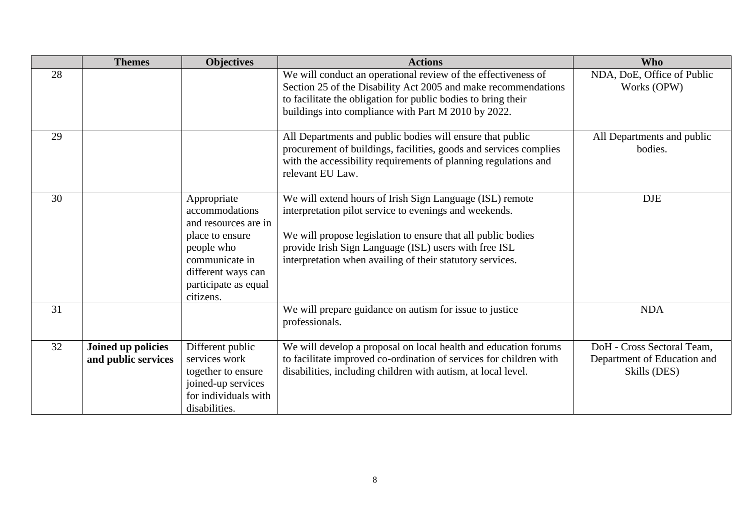| | Themes | Objectives | Actions | Who |
|---|---|---|---|---|
| 28 | | | We will conduct an operational review of the effectiveness of Section 25 of the Disability Act 2005 and make recommendations to facilitate the obligation for public bodies to bring their buildings into compliance with Part M 2010 by 2022. | NDA, DoE, Office of Public Works (OPW) |
| 29 | | | All Departments and public bodies will ensure that public procurement of buildings, facilities, goods and services complies with the accessibility requirements of planning regulations and relevant EU Law. | All Departments and public bodies. |
| 30 | | Appropriate accommodations and resources are in place to ensure people who communicate in different ways can participate as equal citizens. | We will extend hours of Irish Sign Language (ISL) remote interpretation pilot service to evenings and weekends.<br><br>We will propose legislation to ensure that all public bodies provide Irish Sign Language (ISL) users with free ISL interpretation when availing of their statutory services. | DJE |
| 31 | | | We will prepare guidance on autism for issue to justice professionals. | NDA |
| 32 | **Joined up policies and public services** | Different public services work together to ensure joined-up services for individuals with disabilities. | We will develop a proposal on local health and education forums to facilitate improved co-ordination of services for children with disabilities, including children with autism, at local level. | DoH - Cross Sectoral Team, Department of Education and Skills (DES) |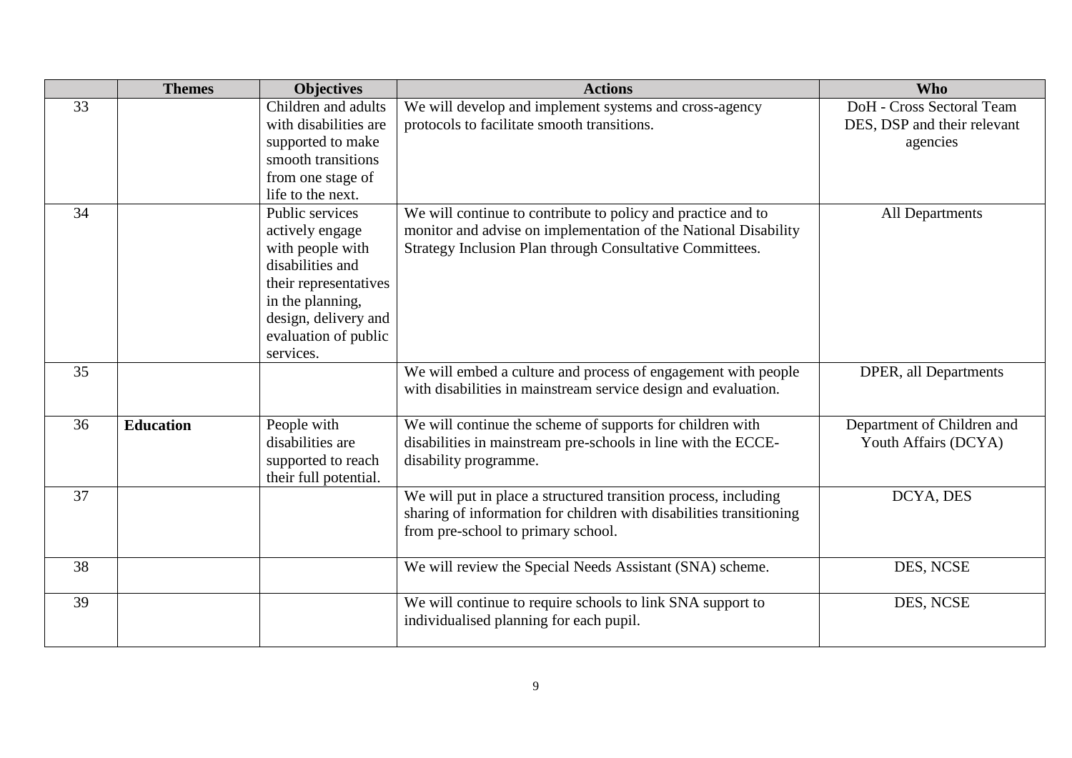| | Themes | Objectives | Actions | Who |
|---|---|---|---|---|
| 33 | | Children and adults with disabilities are supported to make smooth transitions from one stage of life to the next. | We will develop and implement systems and cross-agency protocols to facilitate smooth transitions. | DoH - Cross Sectoral Team DES, DSP and their relevant agencies |
| 34 | | Public services actively engage with people with disabilities and their representatives in the planning, design, delivery and evaluation of public services. | We will continue to contribute to policy and practice and to monitor and advise on implementation of the National Disability Strategy Inclusion Plan through Consultative Committees. | All Departments |
| 35 | | | We will embed a culture and process of engagement with people with disabilities in mainstream service design and evaluation. | DPER, all Departments |
| 36 | **Education** | People with disabilities are supported to reach their full potential. | We will continue the scheme of supports for children with disabilities in mainstream pre-schools in line with the ECCE-disability programme. | Department of Children and Youth Affairs (DCYA) |
| 37 | | | We will put in place a structured transition process, including sharing of information for children with disabilities transitioning from pre-school to primary school. | DCYA, DES |
| 38 | | | We will review the Special Needs Assistant (SNA) scheme. | DES, NCSE |
| 39 | | | We will continue to require schools to link SNA support to individualised planning for each pupil. | DES, NCSE |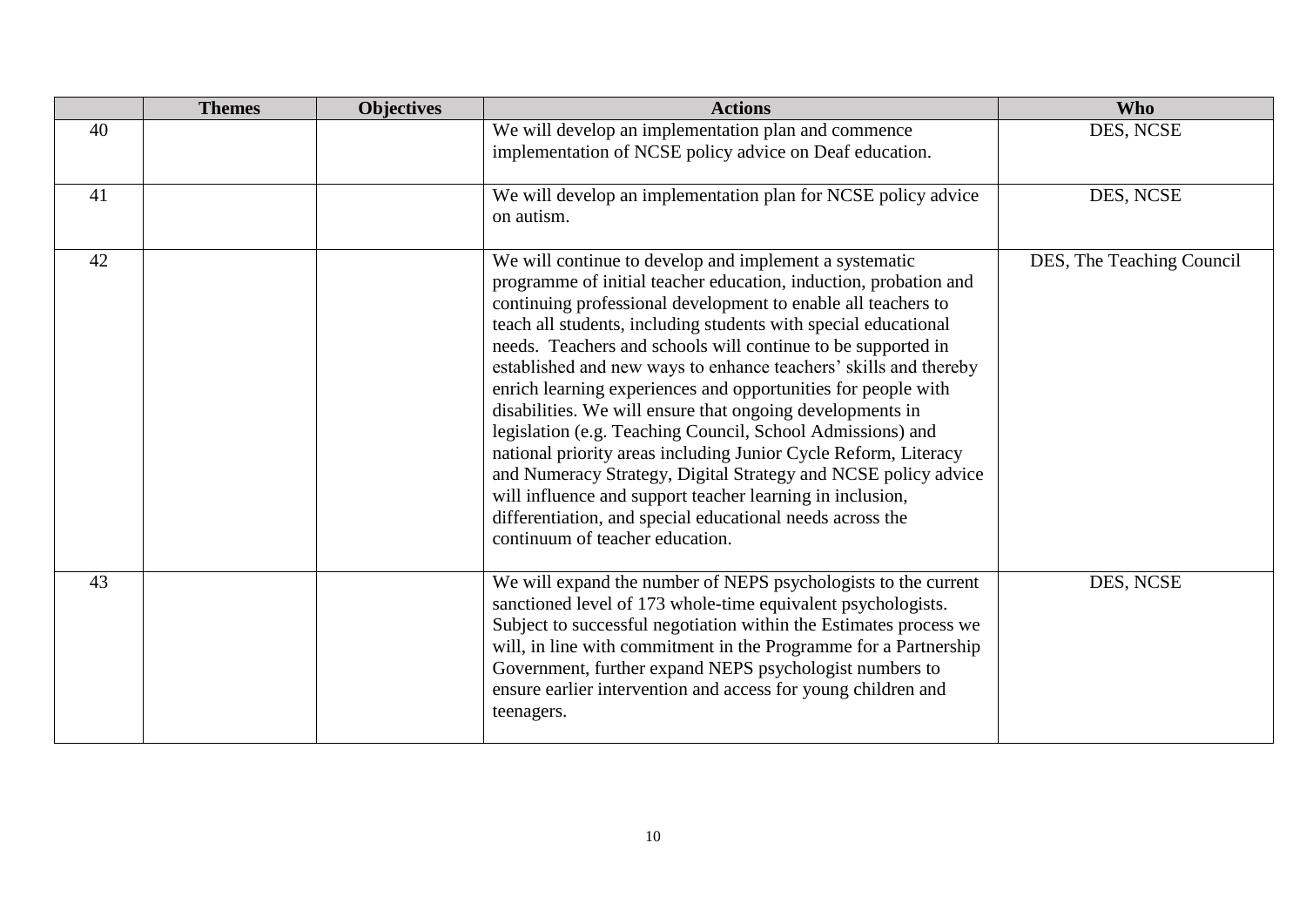| | Themes | Objectives | Actions | Who |
|---|---|---|---|---|
| 40 | | | We will develop an implementation plan and commence implementation of NCSE policy advice on Deaf education. | DES, NCSE |
| 41 | | | We will develop an implementation plan for NCSE policy advice on autism. | DES, NCSE |
| 42 | | | We will continue to develop and implement a systematic programme of initial teacher education, induction, probation and continuing professional development to enable all teachers to teach all students, including students with special educational needs. Teachers and schools will continue to be supported in established and new ways to enhance teachers' skills and thereby enrich learning experiences and opportunities for people with disabilities. We will ensure that ongoing developments in legislation (e.g. Teaching Council, School Admissions) and national priority areas including Junior Cycle Reform, Literacy and Numeracy Strategy, Digital Strategy and NCSE policy advice will influence and support teacher learning in inclusion, differentiation, and special educational needs across the continuum of teacher education. | DES, The Teaching Council |
| 43 | | | We will expand the number of NEPS psychologists to the current sanctioned level of 173 whole-time equivalent psychologists. Subject to successful negotiation within the Estimates process we will, in line with commitment in the Programme for a Partnership Government, further expand NEPS psychologist numbers to ensure earlier intervention and access for young children and teenagers. | DES, NCSE |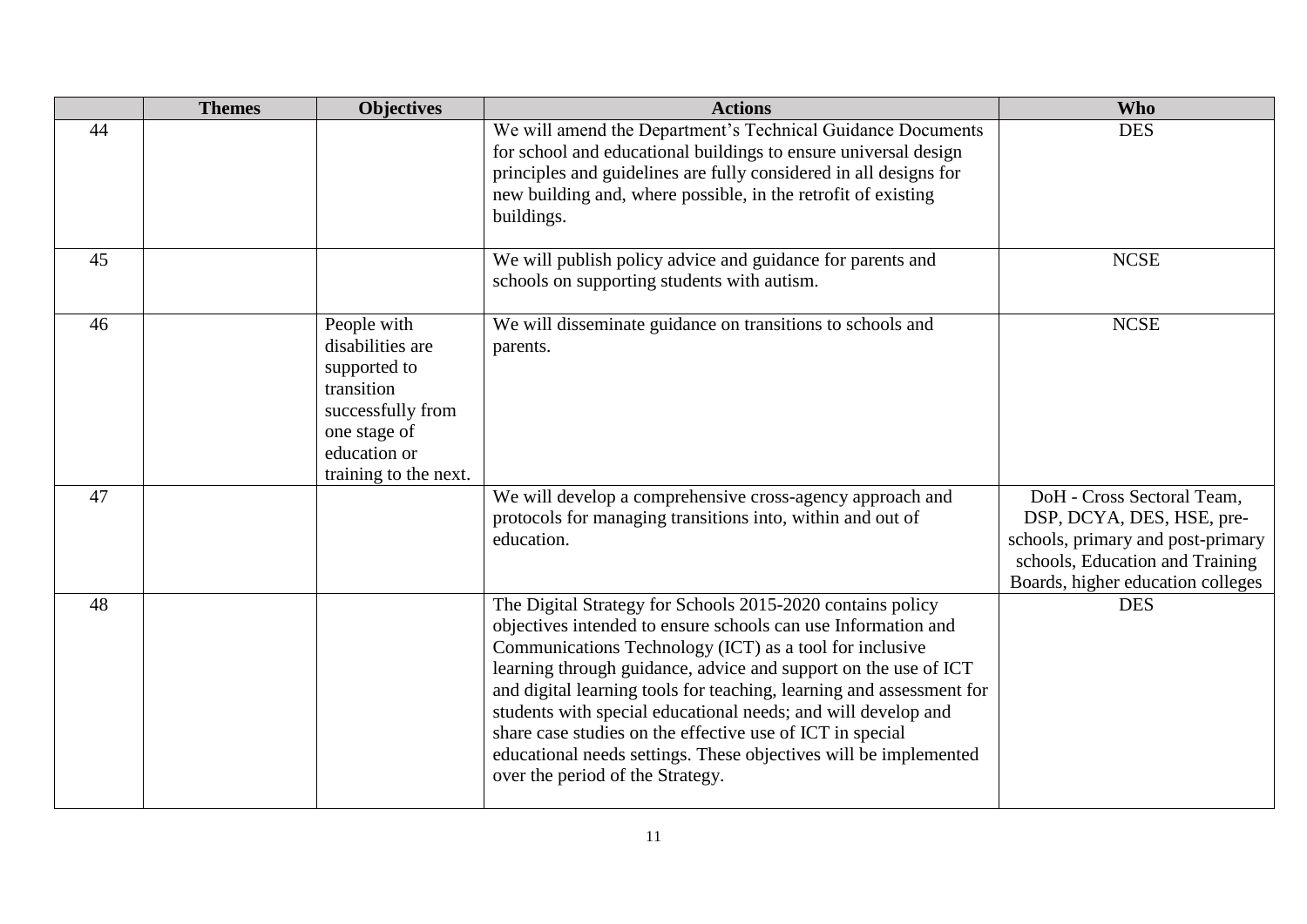| | Themes | Objectives | Actions | Who |
|---|---|---|---|---|
| 44 | | | We will amend the Department's Technical Guidance Documents for school and educational buildings to ensure universal design principles and guidelines are fully considered in all designs for new building and, where possible, in the retrofit of existing buildings. | DES |
| 45 | | | We will publish policy advice and guidance for parents and schools on supporting students with autism. | NCSE |
| 46 | | People with disabilities are supported to transition successfully from one stage of education or training to the next. | We will disseminate guidance on transitions to schools and parents. | NCSE |
| 47 | | | We will develop a comprehensive cross-agency approach and protocols for managing transitions into, within and out of education. | DoH - Cross Sectoral Team, DSP, DCYA, DES, HSE, pre-schools, primary and post-primary schools, Education and Training Boards, higher education colleges |
| 48 | | | The Digital Strategy for Schools 2015-2020 contains policy objectives intended to ensure schools can use Information and Communications Technology (ICT) as a tool for inclusive learning through guidance, advice and support on the use of ICT and digital learning tools for teaching, learning and assessment for students with special educational needs; and will develop and share case studies on the effective use of ICT in special educational needs settings. These objectives will be implemented over the period of the Strategy. | DES |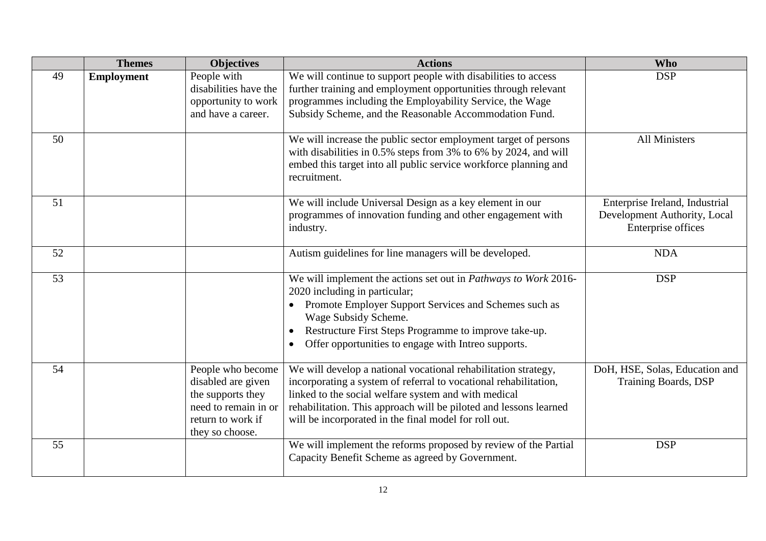| | Themes | Objectives | Actions | Who |
|---|---|---|---|---|
| 49 | **Employment** | People with disabilities have the opportunity to work and have a career. | We will continue to support people with disabilities to access further training and employment opportunities through relevant programmes including the Employability Service, the Wage Subsidy Scheme, and the Reasonable Accommodation Fund. | DSP |
| 50 | | | We will increase the public sector employment target of persons with disabilities in 0.5% steps from 3% to 6% by 2024, and will embed this target into all public service workforce planning and recruitment. | All Ministers |
| 51 | | | We will include Universal Design as a key element in our programmes of innovation funding and other engagement with industry. | Enterprise Ireland, Industrial Development Authority, Local Enterprise offices |
| 52 | | | Autism guidelines for line managers will be developed. | NDA |
| 53 | | | We will implement the actions set out in *Pathways to Work* 2016-2020 including in particular;<br>• Promote Employer Support Services and Schemes such as Wage Subsidy Scheme.<br>• Restructure First Steps Programme to improve take-up.<br>• Offer opportunities to engage with Intreo supports. | DSP |
| 54 | | People who become disabled are given the supports they need to remain in or return to work if they so choose. | We will develop a national vocational rehabilitation strategy, incorporating a system of referral to vocational rehabilitation, linked to the social welfare system and with medical rehabilitation. This approach will be piloted and lessons learned will be incorporated in the final model for roll out. | DoH, HSE, Solas, Education and Training Boards, DSP |
| 55 | | | We will implement the reforms proposed by review of the Partial Capacity Benefit Scheme as agreed by Government. | DSP |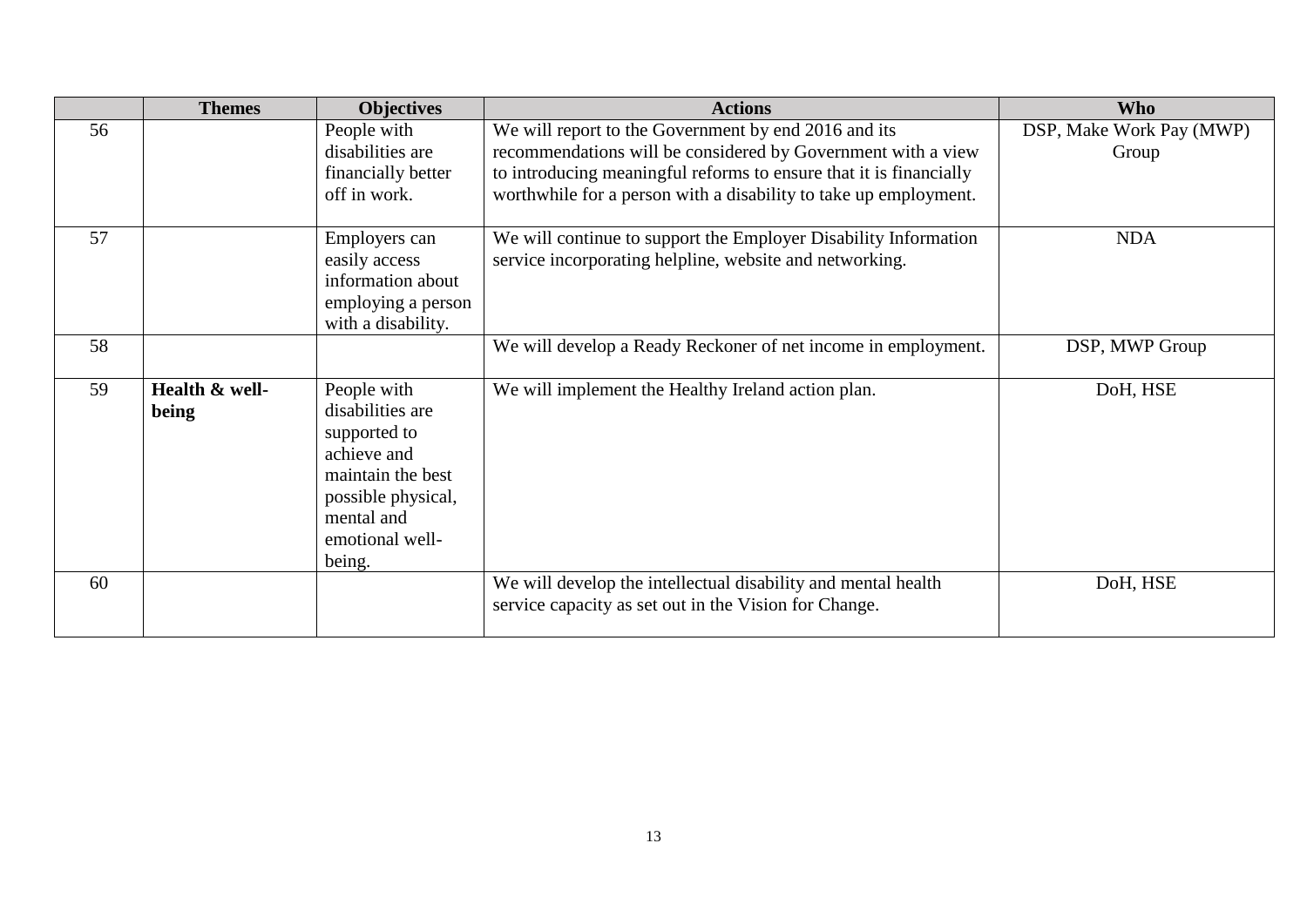| | Themes | Objectives | Actions | Who |
|---|---|---|---|---|
| 56 | | People with disabilities are financially better off in work. | We will report to the Government by end 2016 and its recommendations will be considered by Government with a view to introducing meaningful reforms to ensure that it is financially worthwhile for a person with a disability to take up employment. | DSP, Make Work Pay (MWP) Group |
| 57 | | Employers can easily access information about employing a person with a disability. | We will continue to support the Employer Disability Information service incorporating helpline, website and networking. | NDA |
| 58 | | | We will develop a Ready Reckoner of net income in employment. | DSP, MWP Group |
| 59 | **Health & well-being** | People with disabilities are supported to achieve and maintain the best possible physical, mental and emotional well-being. | We will implement the Healthy Ireland action plan. | DoH, HSE |
| 60 | | | We will develop the intellectual disability and mental health service capacity as set out in the Vision for Change. | DoH, HSE |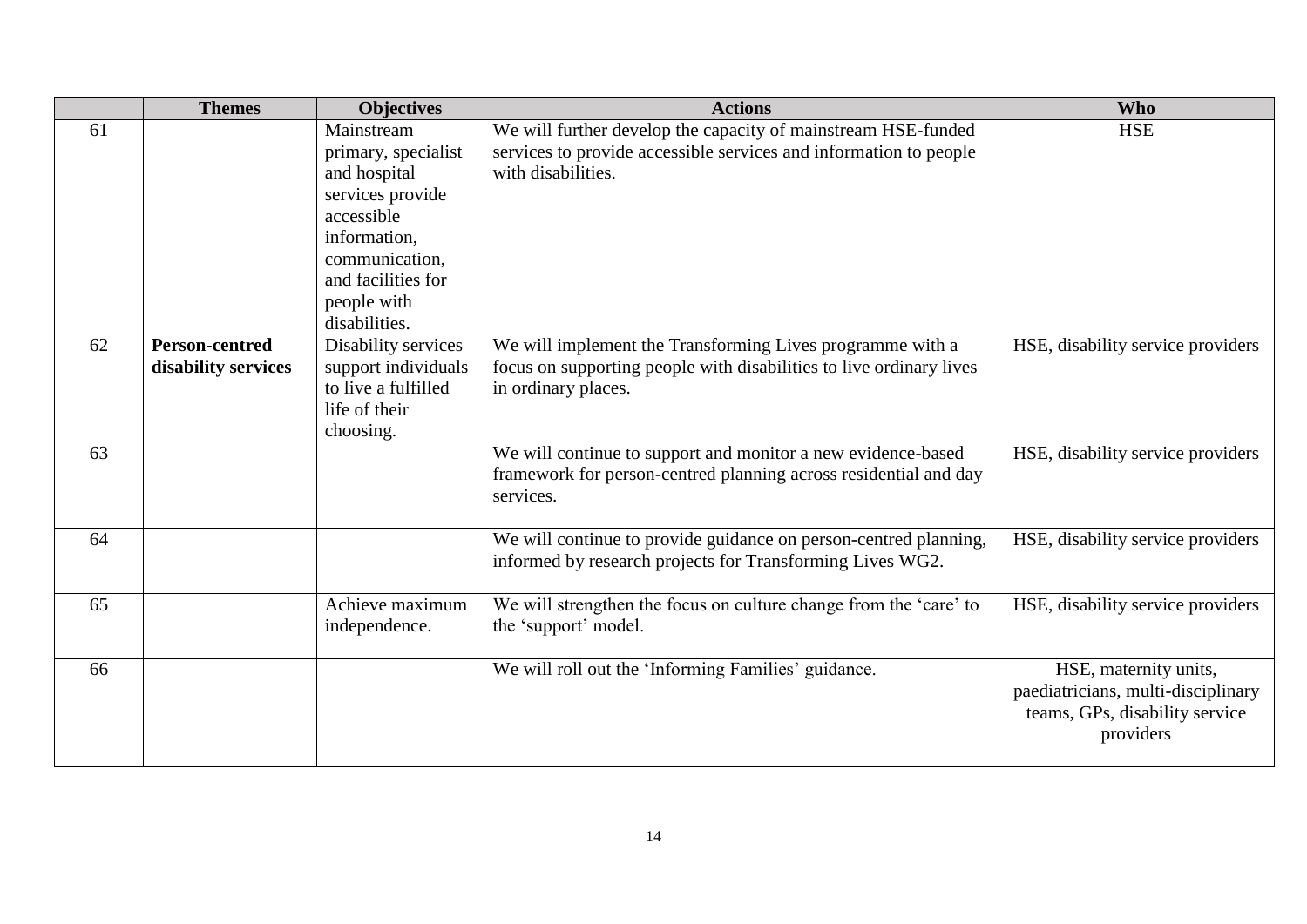| | Themes | Objectives | Actions | Who |
|---|---|---|---|---|
| 61 | | Mainstream primary, specialist and hospital services provide accessible information, communication, and facilities for people with disabilities. | We will further develop the capacity of mainstream HSE-funded services to provide accessible services and information to people with disabilities. | HSE |
| 62 | **Person-centred disability services** | Disability services support individuals to live a fulfilled life of their choosing. | We will implement the Transforming Lives programme with a focus on supporting people with disabilities to live ordinary lives in ordinary places. | HSE, disability service providers |
| 63 | | | We will continue to support and monitor a new evidence-based framework for person-centred planning across residential and day services. | HSE, disability service providers |
| 64 | | | We will continue to provide guidance on person-centred planning, informed by research projects for Transforming Lives WG2. | HSE, disability service providers |
| 65 | | Achieve maximum independence. | We will strengthen the focus on culture change from the 'care' to the 'support' model. | HSE, disability service providers |
| 66 | | | We will roll out the 'Informing Families' guidance. | HSE, maternity units, paediatricians, multi-disciplinary teams, GPs, disability service providers |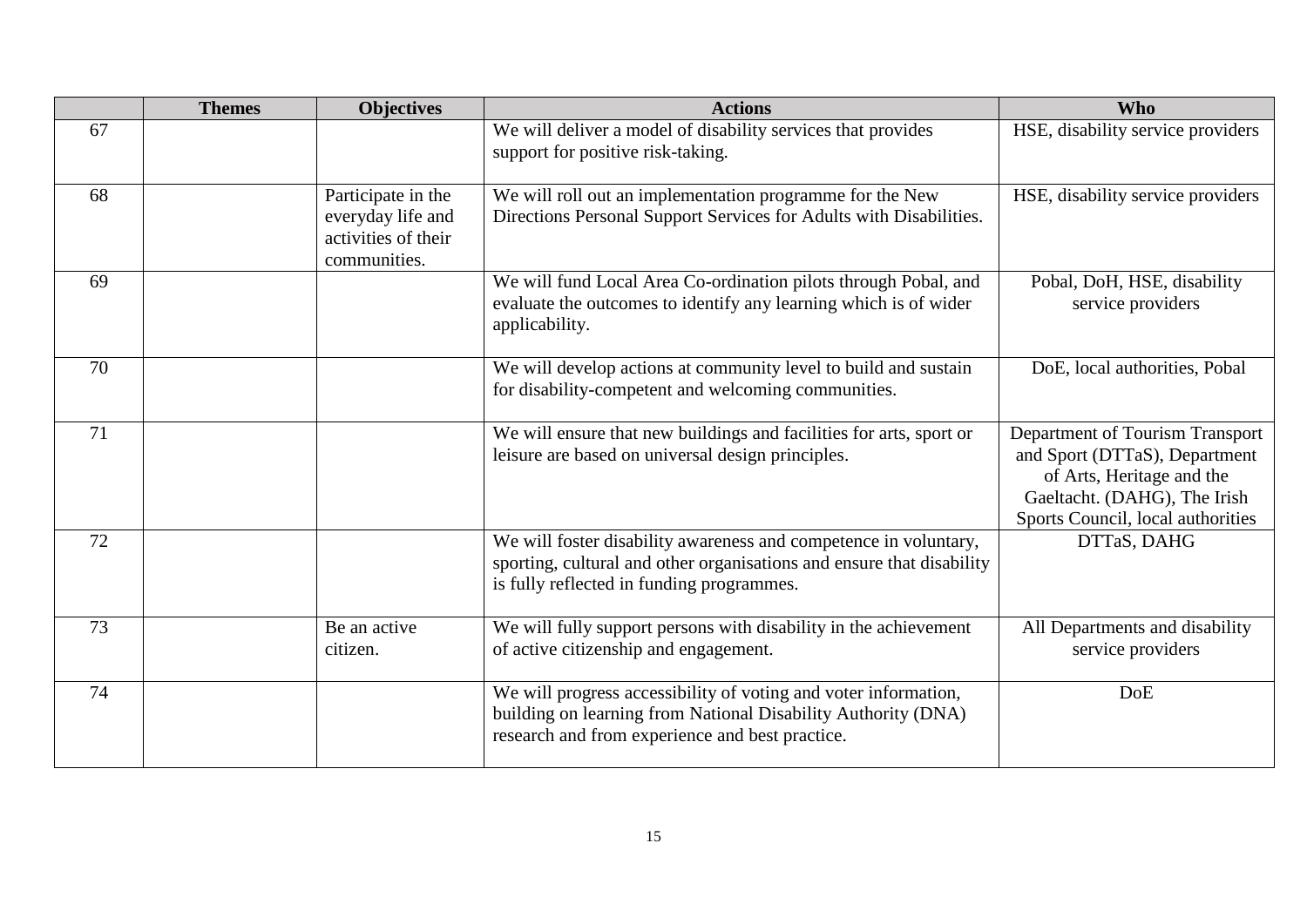| | Themes | Objectives | Actions | Who |
|---|---|---|---|---|
| 67 | | | We will deliver a model of disability services that provides support for positive risk-taking. | HSE, disability service providers |
| 68 | | Participate in the everyday life and activities of their communities. | We will roll out an implementation programme for the New Directions Personal Support Services for Adults with Disabilities. | HSE, disability service providers |
| 69 | | | We will fund Local Area Co-ordination pilots through Pobal, and evaluate the outcomes to identify any learning which is of wider applicability. | Pobal, DoH, HSE, disability service providers |
| 70 | | | We will develop actions at community level to build and sustain for disability-competent and welcoming communities. | DoE, local authorities, Pobal |
| 71 | | | We will ensure that new buildings and facilities for arts, sport or leisure are based on universal design principles. | Department of Tourism Transport and Sport (DTTaS), Department of Arts, Heritage and the Gaeltacht. (DAHG), The Irish Sports Council, local authorities |
| 72 | | | We will foster disability awareness and competence in voluntary, sporting, cultural and other organisations and ensure that disability is fully reflected in funding programmes. | DTTaS, DAHG |
| 73 | | Be an active citizen. | We will fully support persons with disability in the achievement of active citizenship and engagement. | All Departments and disability service providers |
| 74 | | | We will progress accessibility of voting and voter information, building on learning from National Disability Authority (DNA) research and from experience and best practice. | DoE |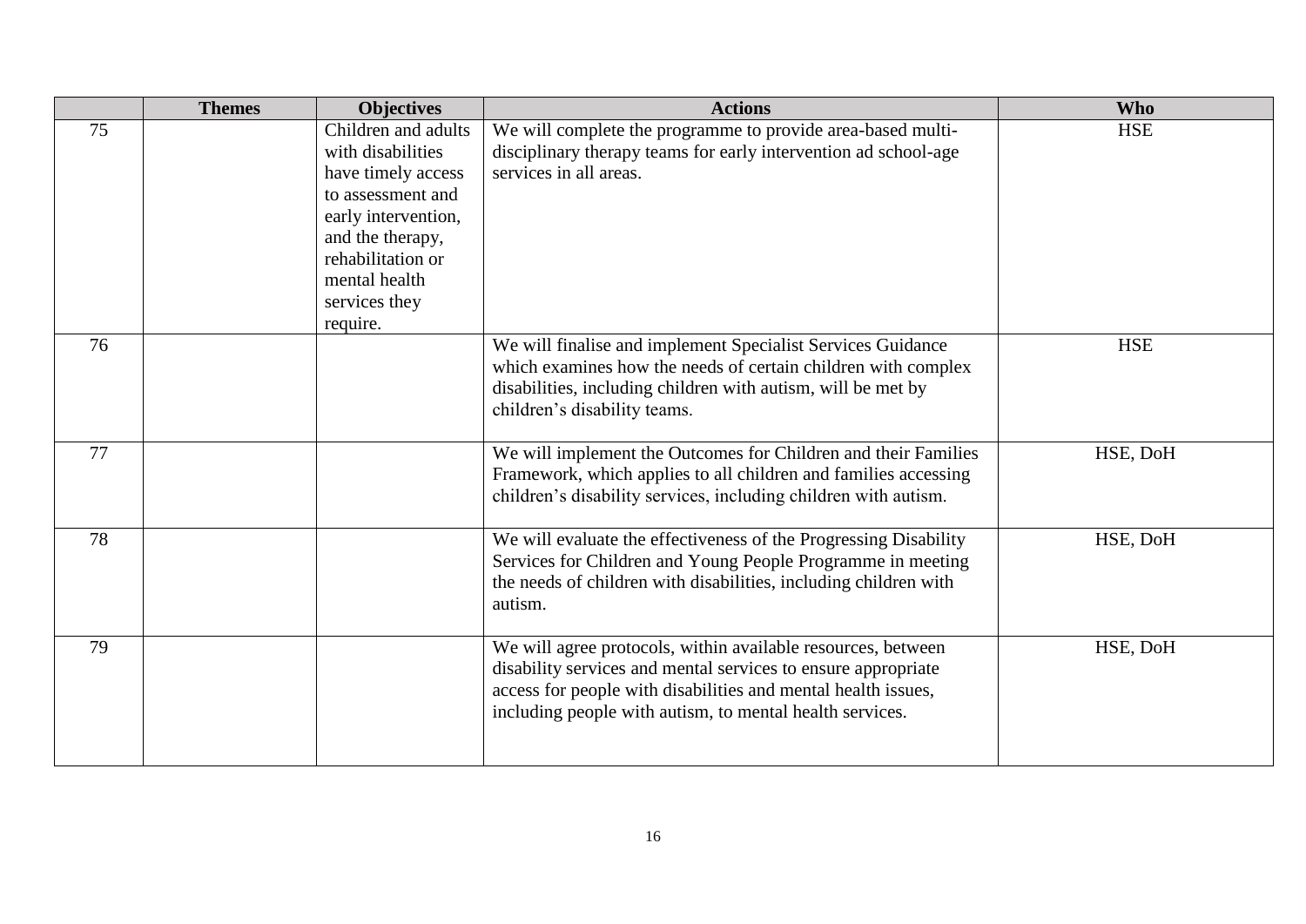| | Themes | Objectives | Actions | Who |
|---|---|---|---|---|
| 75 | | Children and adults with disabilities have timely access to assessment and early intervention, and the therapy, rehabilitation or mental health services they require. | We will complete the programme to provide area-based multi-disciplinary therapy teams for early intervention ad school-age services in all areas. | HSE |
| 76 | | | We will finalise and implement Specialist Services Guidance which examines how the needs of certain children with complex disabilities, including children with autism, will be met by children's disability teams. | HSE |
| 77 | | | We will implement the Outcomes for Children and their Families Framework, which applies to all children and families accessing children's disability services, including children with autism. | HSE, DoH |
| 78 | | | We will evaluate the effectiveness of the Progressing Disability Services for Children and Young People Programme in meeting the needs of children with disabilities, including children with autism. | HSE, DoH |
| 79 | | | We will agree protocols, within available resources, between disability services and mental services to ensure appropriate access for people with disabilities and mental health issues, including people with autism, to mental health services. | HSE, DoH |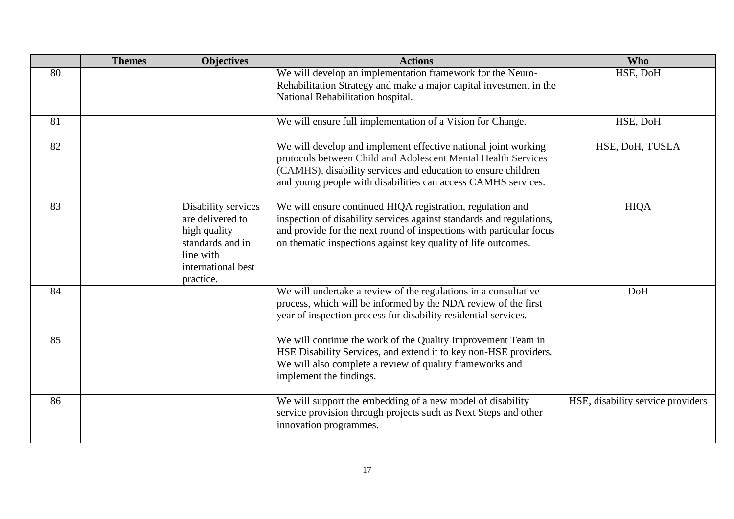|  | Themes | Objectives | Actions | Who |
|---|---|---|---|---|
| 80 |  |  | We will develop an implementation framework for the Neuro-Rehabilitation Strategy and make a major capital investment in the National Rehabilitation hospital. | HSE, DoH |
| 81 |  |  | We will ensure full implementation of a Vision for Change. | HSE, DoH |
| 82 |  |  | We will develop and implement effective national joint working protocols between Child and Adolescent Mental Health Services (CAMHS), disability services and education to ensure children and young people with disabilities can access CAMHS services. | HSE, DoH, TUSLA |
| 83 |  | Disability services are delivered to high quality standards and in line with international best practice. | We will ensure continued HIQA registration, regulation and inspection of disability services against standards and regulations, and provide for the next round of inspections with particular focus on thematic inspections against key quality of life outcomes. | HIQA |
| 84 |  |  | We will undertake a review of the regulations in a consultative process, which will be informed by the NDA review of the first year of inspection process for disability residential services. | DoH |
| 85 |  |  | We will continue the work of the Quality Improvement Team in HSE Disability Services, and extend it to key non-HSE providers. We will also complete a review of quality frameworks and implement the findings. |  |
| 86 |  |  | We will support the embedding of a new model of disability service provision through projects such as Next Steps and other innovation programmes. | HSE, disability service providers |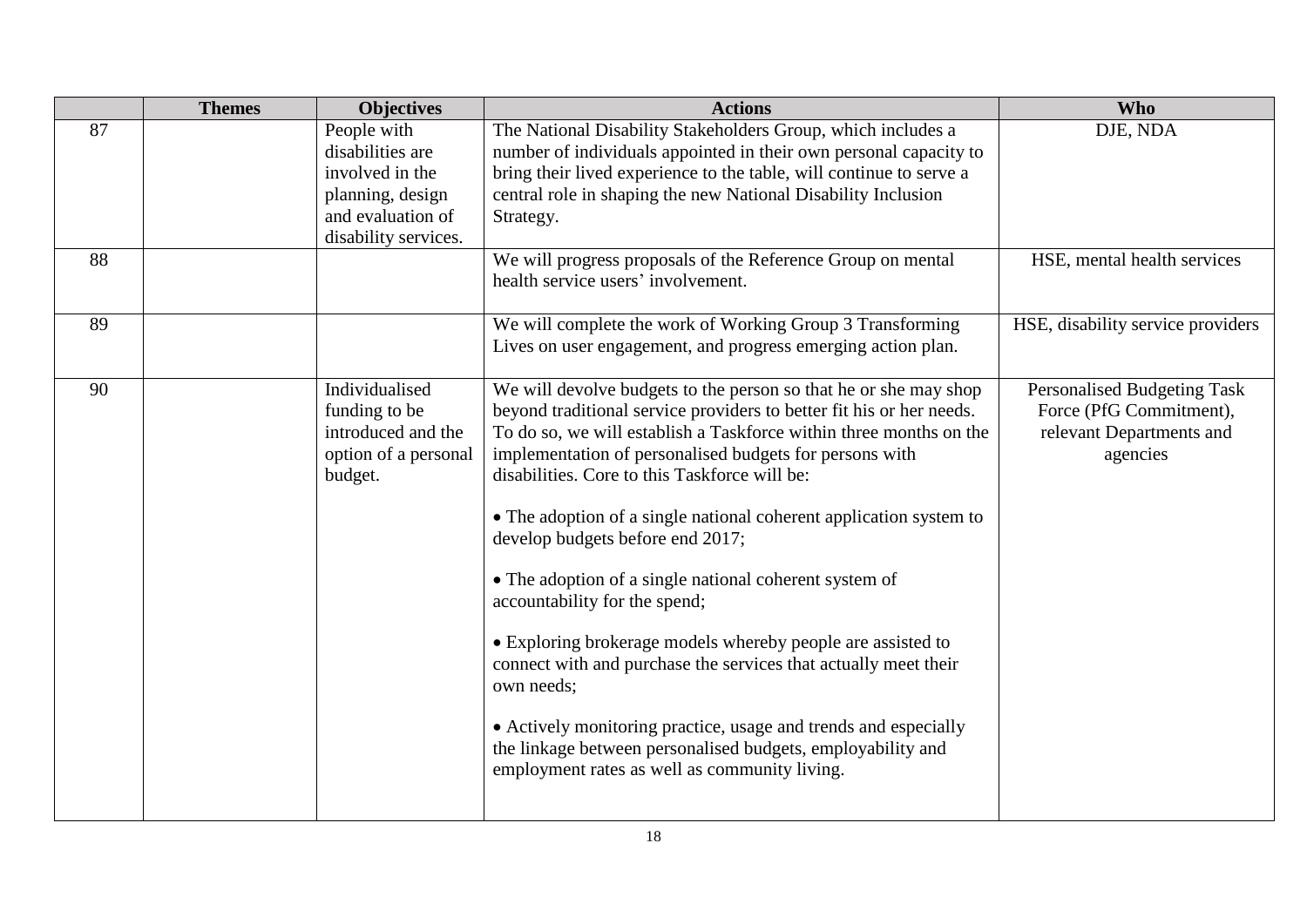| | Themes | Objectives | Actions | Who |
|---|---|---|---|---|
| 87 | | People with disabilities are involved in the planning, design and evaluation of disability services. | The National Disability Stakeholders Group, which includes a number of individuals appointed in their own personal capacity to bring their lived experience to the table, will continue to serve a central role in shaping the new National Disability Inclusion Strategy. | DJE, NDA |
| 88 | | | We will progress proposals of the Reference Group on mental health service users' involvement. | HSE, mental health services |
| 89 | | | We will complete the work of Working Group 3 Transforming Lives on user engagement, and progress emerging action plan. | HSE, disability service providers |
| 90 | | Individualised funding to be introduced and the option of a personal budget. | We will devolve budgets to the person so that he or she may shop beyond traditional service providers to better fit his or her needs. To do so, we will establish a Taskforce within three months on the implementation of personalised budgets for persons with disabilities. Core to this Taskforce will be:<br><br>• The adoption of a single national coherent application system to develop budgets before end 2017;<br><br>• The adoption of a single national coherent system of accountability for the spend;<br><br>• Exploring brokerage models whereby people are assisted to connect with and purchase the services that actually meet their own needs;<br><br>• Actively monitoring practice, usage and trends and especially the linkage between personalised budgets, employability and employment rates as well as community living. | Personalised Budgeting Task Force (PfG Commitment), relevant Departments and agencies |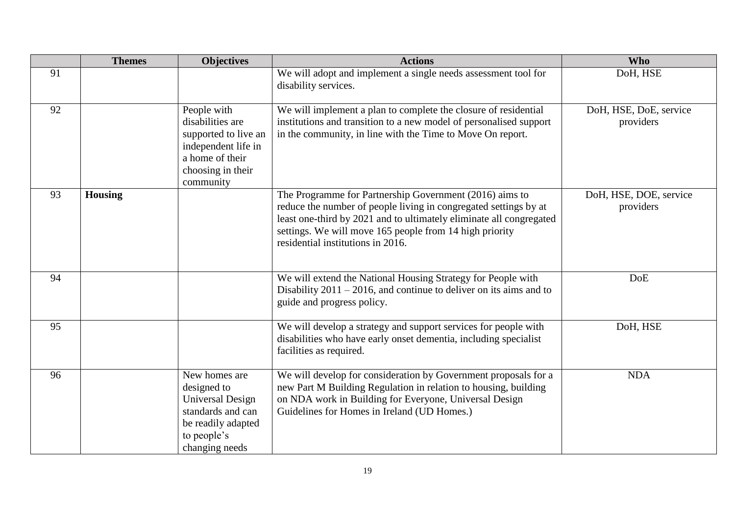| | Themes | Objectives | Actions | Who |
|---|---|---|---|---|
| 91 | | | We will adopt and implement a single needs assessment tool for disability services. | DoH, HSE |
| 92 | | People with disabilities are supported to live an independent life in a home of their choosing in their community | We will implement a plan to complete the closure of residential institutions and transition to a new model of personalised support in the community, in line with the Time to Move On report. | DoH, HSE, DoE, service providers |
| 93 | **Housing** | | The Programme for Partnership Government (2016) aims to reduce the number of people living in congregated settings by at least one-third by 2021 and to ultimately eliminate all congregated settings. We will move 165 people from 14 high priority residential institutions in 2016. | DoH, HSE, DOE, service providers |
| 94 | | | We will extend the National Housing Strategy for People with Disability 2011 – 2016, and continue to deliver on its aims and to guide and progress policy. | DoE |
| 95 | | | We will develop a strategy and support services for people with disabilities who have early onset dementia, including specialist facilities as required. | DoH, HSE |
| 96 | | New homes are designed to Universal Design standards and can be readily adapted to people's changing needs | We will develop for consideration by Government proposals for a new Part M Building Regulation in relation to housing, building on NDA work in Building for Everyone, Universal Design Guidelines for Homes in Ireland (UD Homes.) | NDA |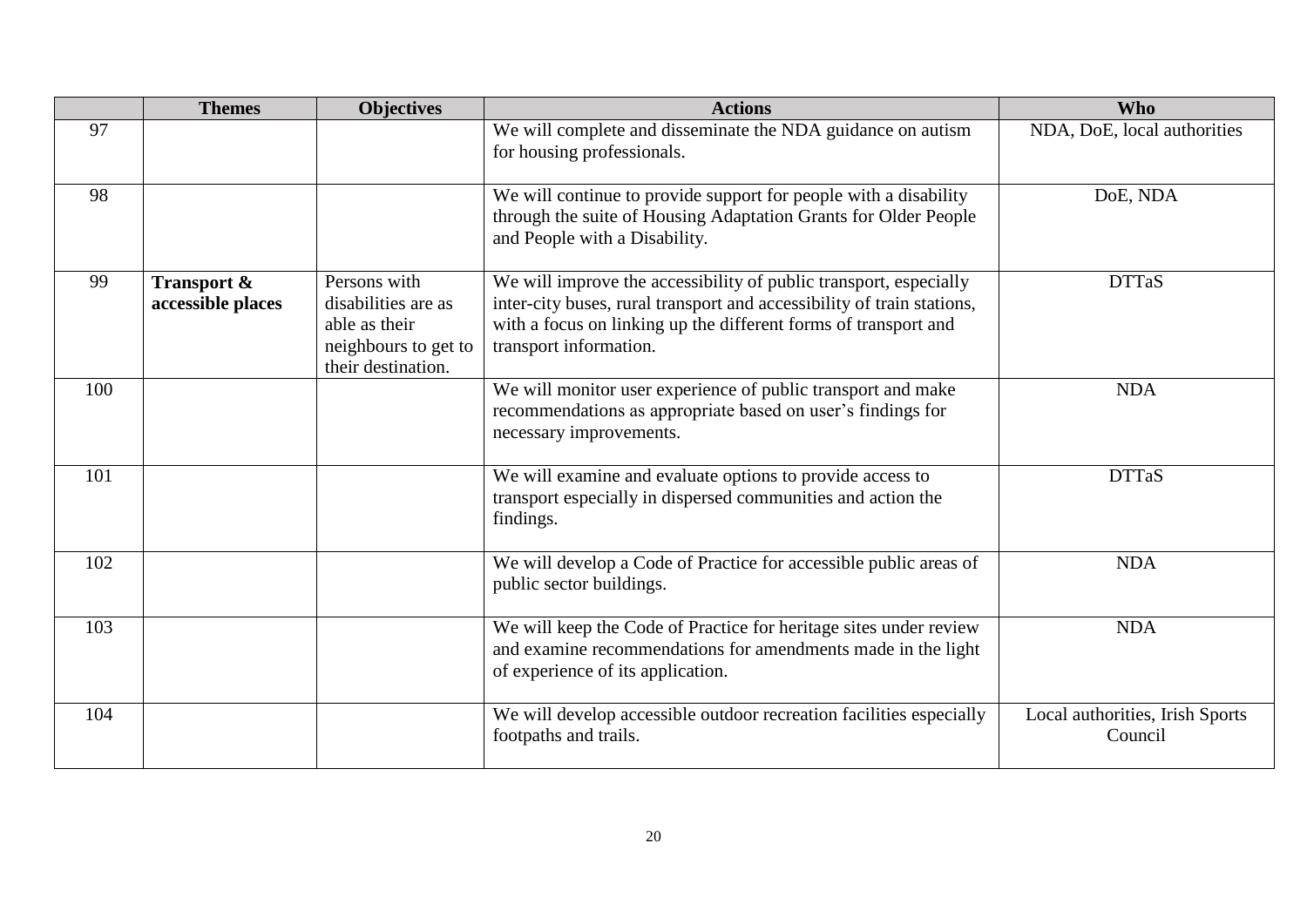|  | Themes | Objectives | Actions | Who |
|---|---|---|---|---|
| 97 |  |  | We will complete and disseminate the NDA guidance on autism for housing professionals. | NDA, DoE, local authorities |
| 98 |  |  | We will continue to provide support for people with a disability through the suite of Housing Adaptation Grants for Older People and People with a Disability. | DoE, NDA |
| 99 | **Transport & accessible places** | Persons with disabilities are as able as their neighbours to get to their destination. | We will improve the accessibility of public transport, especially inter-city buses, rural transport and accessibility of train stations, with a focus on linking up the different forms of transport and transport information. | DTTaS |
| 100 |  |  | We will monitor user experience of public transport and make recommendations as appropriate based on user's findings for necessary improvements. | NDA |
| 101 |  |  | We will examine and evaluate options to provide access to transport especially in dispersed communities and action the findings. | DTTaS |
| 102 |  |  | We will develop a Code of Practice for accessible public areas of public sector buildings. | NDA |
| 103 |  |  | We will keep the Code of Practice for heritage sites under review and examine recommendations for amendments made in the light of experience of its application. | NDA |
| 104 |  |  | We will develop accessible outdoor recreation facilities especially footpaths and trails. | Local authorities, Irish Sports Council |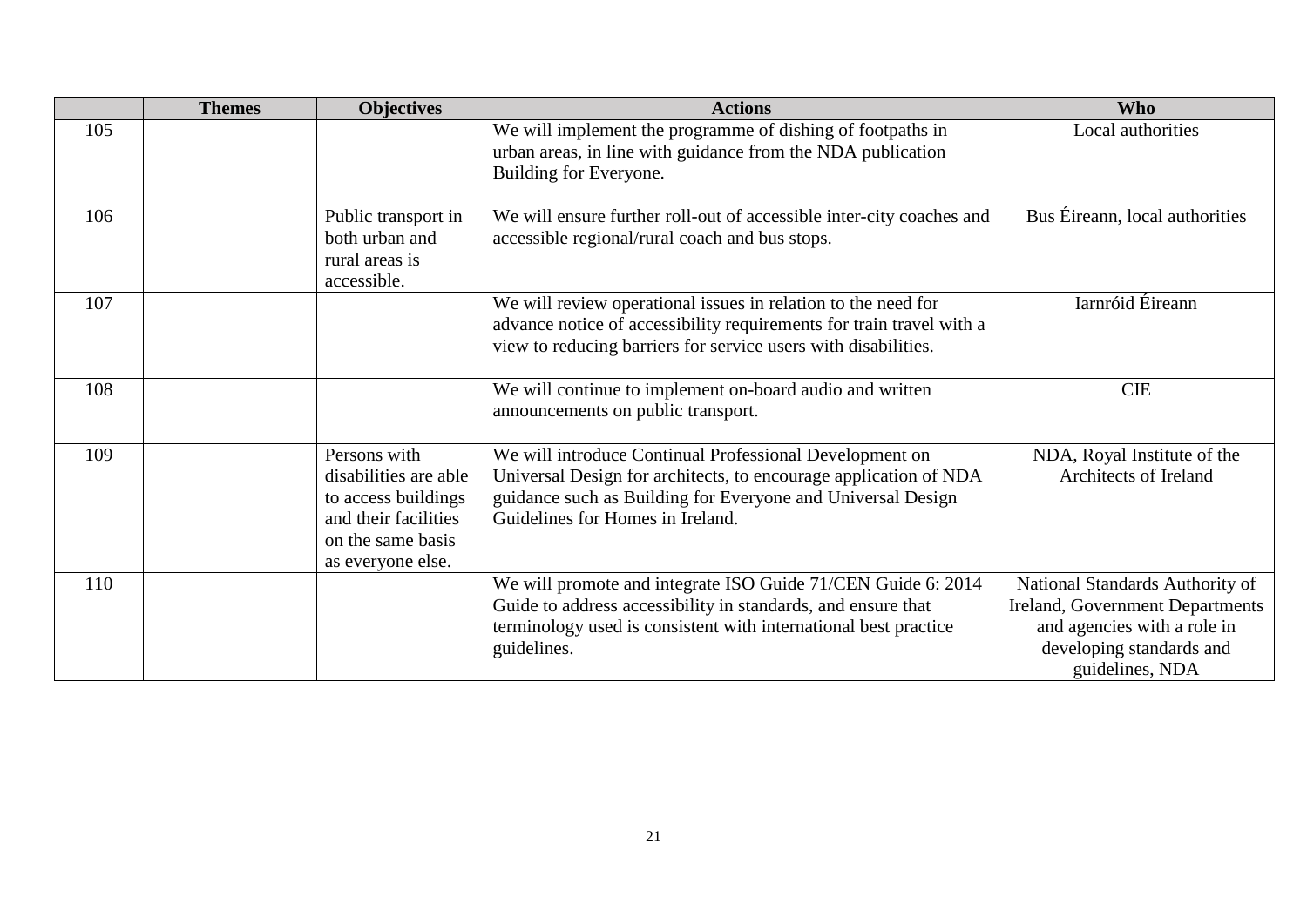| | Themes | Objectives | Actions | Who |
|---|---|---|---|---|
| 105 | | | We will implement the programme of dishing of footpaths in urban areas, in line with guidance from the NDA publication Building for Everyone. | Local authorities |
| 106 | | Public transport in both urban and rural areas is accessible. | We will ensure further roll-out of accessible inter-city coaches and accessible regional/rural coach and bus stops. | Bus Éireann, local authorities |
| 107 | | | We will review operational issues in relation to the need for advance notice of accessibility requirements for train travel with a view to reducing barriers for service users with disabilities. | Iarnróid Éireann |
| 108 | | | We will continue to implement on-board audio and written announcements on public transport. | CIE |
| 109 | | Persons with disabilities are able to access buildings and their facilities on the same basis as everyone else. | We will introduce Continual Professional Development on Universal Design for architects, to encourage application of NDA guidance such as Building for Everyone and Universal Design Guidelines for Homes in Ireland. | NDA, Royal Institute of the Architects of Ireland |
| 110 | | | We will promote and integrate ISO Guide 71/CEN Guide 6: 2014 Guide to address accessibility in standards, and ensure that terminology used is consistent with international best practice guidelines. | National Standards Authority of Ireland, Government Departments and agencies with a role in developing standards and guidelines, NDA |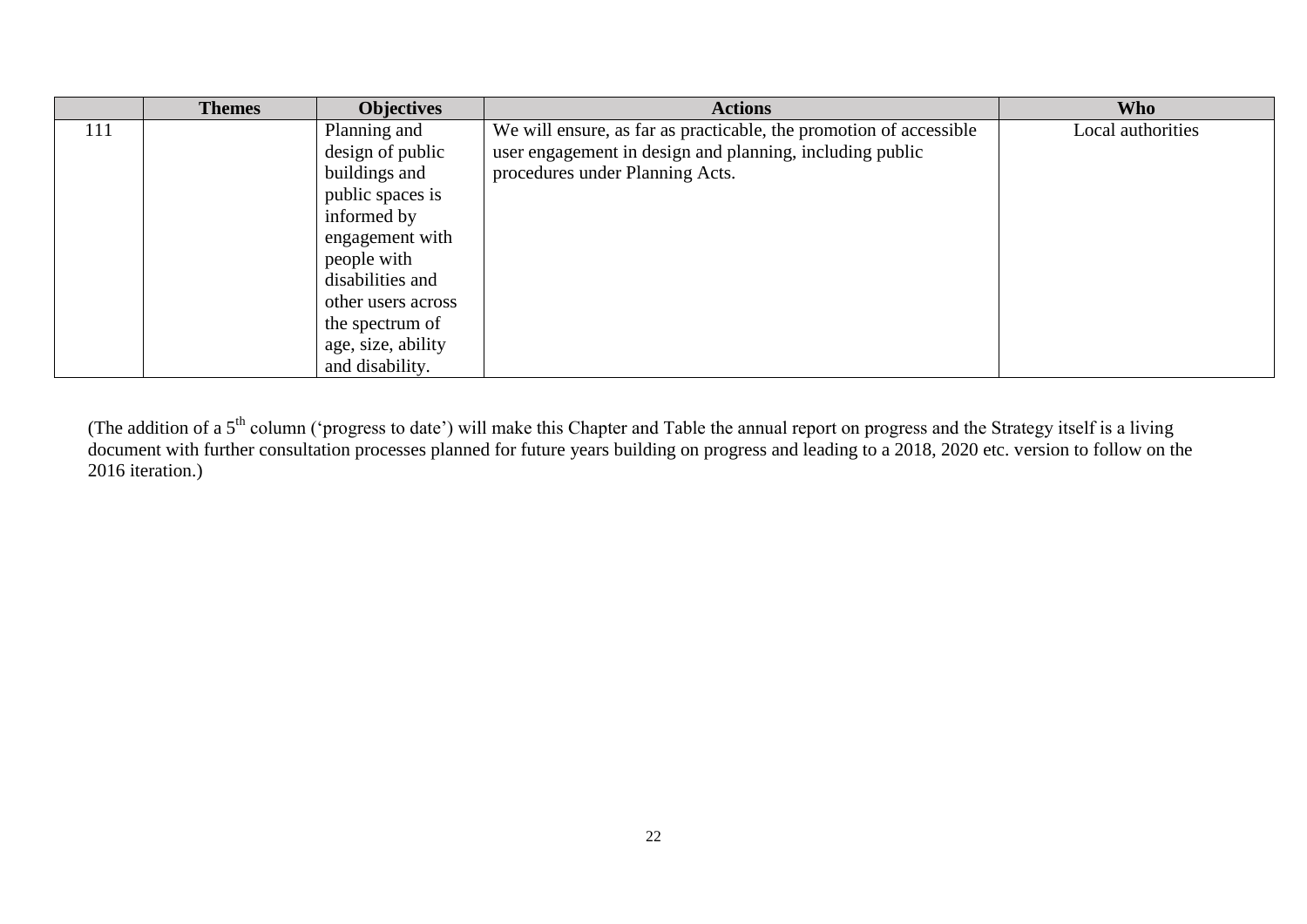| | Themes | Objectives | Actions | Who |
|---|---|---|---|---|
| 111 | | Planning and design of public buildings and public spaces is informed by engagement with people with disabilities and other users across the spectrum of age, size, ability and disability. | We will ensure, as far as practicable, the promotion of accessible user engagement in design and planning, including public procedures under Planning Acts. | Local authorities |

(The addition of a 5th column ('progress to date') will make this Chapter and Table the annual report on progress and the Strategy itself is a living document with further consultation processes planned for future years building on progress and leading to a 2018, 2020 etc. version to follow on the 2016 iteration.)